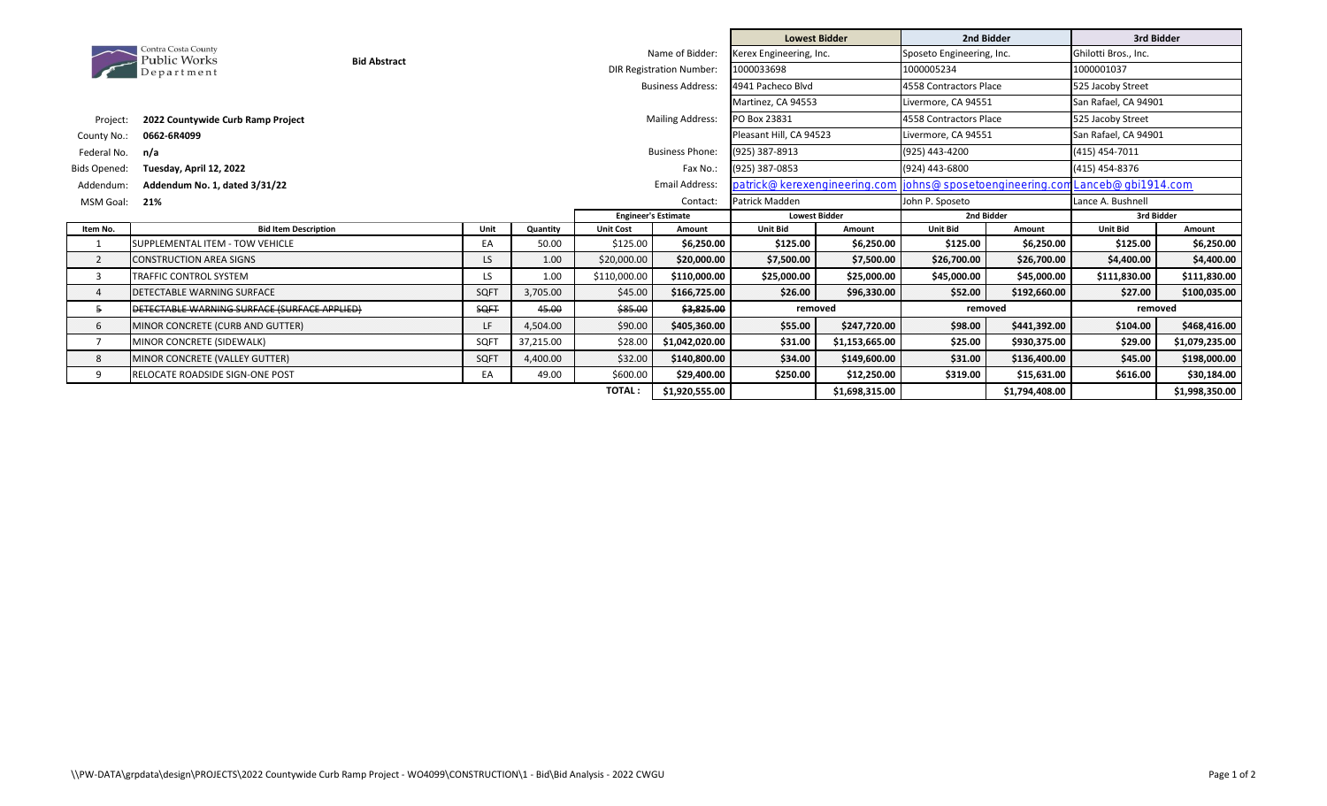Contra Costa County Public Works Department

**Bid Abstract**

| | |
|---|---|
| Project: | **2022 Countywide Curb Ramp Project** |
| County No.: | **0662-6R4099** |
| Federal No. | **n/a** |
| Bids Opened: | **Tuesday, April 12, 2022** |
| Addendum: | **Addendum No. 1, dated 3/31/22** |
| MSM Goal: | **21%** |

| | Lowest Bidder | 2nd Bidder | 3rd Bidder |
|---|---|---|---|
| Name of Bidder: | Kerex Engineering, Inc. | Sposeto Engineering, Inc. | Ghilotti Bros., Inc. |
| DIR Registration Number: | 1000033698 | 1000005234 | 1000001037 |
| Business Address: | 4941 Pacheco Blvd<br>Martinez, CA 94553 | 4558 Contractors Place<br>Livermore, CA 94551 | 525 Jacoby Street<br>San Rafael, CA 94901 |
| Mailing Address: | PO Box 23831<br>Pleasant Hill, CA 94523 | 4558 Contractors Place<br>Livermore, CA 94551 | 525 Jacoby Street<br>San Rafael, CA 94901 |
| Business Phone: | (925) 387-8913 | (925) 443-4200 | (415) 454-7011 |
| Fax No.: | (925) 387-0853 | (924) 443-6800 | (415) 454-8376 |
| Email Address: | patrick@kerexengineering.com | johns@sposetoengineering.com | Lanceb@gbi1914.com |
| Contact: | Patrick Madden | John P. Sposeto | Lance A. Bushnell |

| | | | | Engineer's Estimate | | Lowest Bidder | | 2nd Bidder | | 3rd Bidder | |
|---|---|---|---|---|---|---|---|---|---|---|---|
| **Item No.** | **Bid Item Description** | **Unit** | **Quantity** | **Unit Cost** | **Amount** | **Unit Bid** | **Amount** | **Unit Bid** | **Amount** | **Unit Bid** | **Amount** |
| 1 | SUPPLEMENTAL ITEM - TOW VEHICLE | EA | 50.00 | $125.00 | **$6,250.00** | **$125.00** | **$6,250.00** | **$125.00** | **$6,250.00** | **$125.00** | **$6,250.00** |
| 2 | CONSTRUCTION AREA SIGNS | LS | 1.00 | $20,000.00 | **$20,000.00** | **$7,500.00** | **$7,500.00** | **$26,700.00** | **$26,700.00** | **$4,400.00** | **$4,400.00** |
| 3 | TRAFFIC CONTROL SYSTEM | LS | 1.00 | $110,000.00 | **$110,000.00** | **$25,000.00** | **$25,000.00** | **$45,000.00** | **$45,000.00** | **$111,830.00** | **$111,830.00** |
| 4 | DETECTABLE WARNING SURFACE | SQFT | 3,705.00 | $45.00 | **$166,725.00** | **$26.00** | **$96,330.00** | **$52.00** | **$192,660.00** | **$27.00** | **$100,035.00** |
| ~~5~~ | ~~DETECTABLE WARNING SURFACE (SURFACE APPLIED)~~ | ~~SQFT~~ | ~~45.00~~ | ~~$85.00~~ | ~~**$3,825.00**~~ | removed | | removed | | removed | |
| 6 | MINOR CONCRETE (CURB AND GUTTER) | LF | 4,504.00 | $90.00 | **$405,360.00** | **$55.00** | **$247,720.00** | **$98.00** | **$441,392.00** | **$104.00** | **$468,416.00** |
| 7 | MINOR CONCRETE (SIDEWALK) | SQFT | 37,215.00 | $28.00 | **$1,042,020.00** | **$31.00** | **$1,153,665.00** | **$25.00** | **$930,375.00** | **$29.00** | **$1,079,235.00** |
| 8 | MINOR CONCRETE (VALLEY GUTTER) | SQFT | 4,400.00 | $32.00 | **$140,800.00** | **$34.00** | **$149,600.00** | **$31.00** | **$136,400.00** | **$45.00** | **$198,000.00** |
| 9 | RELOCATE ROADSIDE SIGN-ONE POST | EA | 49.00 | $600.00 | **$29,400.00** | **$250.00** | **$12,250.00** | **$319.00** | **$15,631.00** | **$616.00** | **$30,184.00** |
| | | | | **TOTAL :** | **$1,920,555.00** | | **$1,698,315.00** | | **$1,794,408.00** | | **$1,998,350.00** |

\\PW-DATA\grpdata\design\PROJECTS\2022 Countywide Curb Ramp Project - WO4099\CONSTRUCTION\1 - Bid\Bid Analysis - 2022 CWGU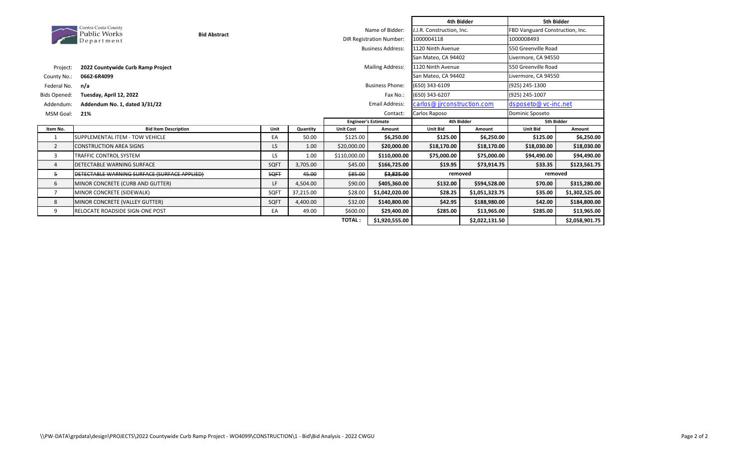Contra Costa County Public Works Department

**Bid Abstract**

| | 4th Bidder | 5th Bidder |
|---|---|---|
| Name of Bidder: | J.J.R. Construction, Inc. | FBD Vanguard Construction, Inc. |
| DIR Registration Number: | 1000004118 | 1000008493 |
| Business Address: | 1120 Ninth Avenue<br>San Mateo, CA 94402 | 550 Greenville Road<br>Livermore, CA 94550 |
| Mailing Address: | 1120 Ninth Avenue<br>San Mateo, CA 94402 | 550 Greenville Road<br>Livermore, CA 94550 |
| Business Phone: | (650) 343-6109 | (925) 245-1300 |
| Fax No.: | (650) 343-6207 | (925) 245-1007 |
| Email Address: | carlos@jjrconstruction.com | dsposeto@vc-inc.net |
| Contact: | Carlos Raposo | Dominic Sposeto |

Project: **2022 Countywide Curb Ramp Project**

County No.: **0662-6R4099**

Federal No. **n/a**

Bids Opened: **Tuesday, April 12, 2022**

Addendum: **Addendum No. 1, dated 3/31/22**

MSM Goal: **21%**

| | | | | Engineer's Estimate | | 4th Bidder | | 5th Bidder | |
|---|---|---|---|---|---|---|---|---|---|
| Item No. | Bid Item Description | Unit | Quantity | Unit Cost | Amount | Unit Bid | Amount | Unit Bid | Amount |
| 1 | SUPPLEMENTAL ITEM - TOW VEHICLE | EA | 50.00 | $125.00 | $6,250.00 | $125.00 | $6,250.00 | $125.00 | $6,250.00 |
| 2 | CONSTRUCTION AREA SIGNS | LS | 1.00 | $20,000.00 | $20,000.00 | $18,170.00 | $18,170.00 | $18,030.00 | $18,030.00 |
| 3 | TRAFFIC CONTROL SYSTEM | LS | 1.00 | $110,000.00 | $110,000.00 | $75,000.00 | $75,000.00 | $94,490.00 | $94,490.00 |
| 4 | DETECTABLE WARNING SURFACE | SQFT | 3,705.00 | $45.00 | $166,725.00 | $19.95 | $73,914.75 | $33.35 | $123,561.75 |
| ~~5~~ | ~~DETECTABLE WARNING SURFACE (SURFACE APPLIED)~~ | ~~SQFT~~ | ~~45.00~~ | ~~$85.00~~ | ~~$3,825.00~~ | removed | | removed | |
| 6 | MINOR CONCRETE (CURB AND GUTTER) | LF | 4,504.00 | $90.00 | $405,360.00 | $132.00 | $594,528.00 | $70.00 | $315,280.00 |
| 7 | MINOR CONCRETE (SIDEWALK) | SQFT | 37,215.00 | $28.00 | $1,042,020.00 | $28.25 | $1,051,323.75 | $35.00 | $1,302,525.00 |
| 8 | MINOR CONCRETE (VALLEY GUTTER) | SQFT | 4,400.00 | $32.00 | $140,800.00 | $42.95 | $188,980.00 | $42.00 | $184,800.00 |
| 9 | RELOCATE ROADSIDE SIGN-ONE POST | EA | 49.00 | $600.00 | $29,400.00 | $285.00 | $13,965.00 | $285.00 | $13,965.00 |
| | | | | TOTAL : | $1,920,555.00 | | $2,022,131.50 | | $2,058,901.75 |

\\PW-DATA\grpdata\design\PROJECTS\2022 Countywide Curb Ramp Project - WO4099\CONSTRUCTION\1 - Bid\Bid Analysis - 2022 CWGU